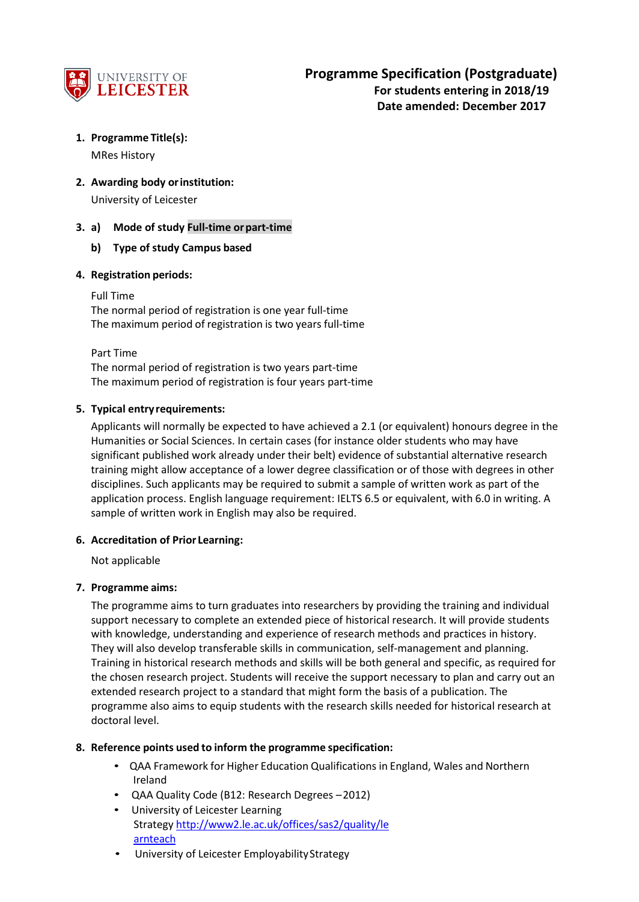UNIVERSITY OF LEICESTER

# Programme Specification (Postgraduate)

**For students entering in 2018/19**
**Date amended: December 2017**

1. **Programme Title(s):**

   MRes History

2. **Awarding body or institution:**

   University of Leicester

3. a) **Mode of study Full-time or part-time**

   b) **Type of study Campus based**

4. **Registration periods:**

   Full Time
   The normal period of registration is one year full-time
   The maximum period of registration is two years full-time

   Part Time
   The normal period of registration is two years part-time
   The maximum period of registration is four years part-time

5. **Typical entry requirements:**

   Applicants will normally be expected to have achieved a 2.1 (or equivalent) honours degree in the Humanities or Social Sciences. In certain cases (for instance older students who may have significant published work already under their belt) evidence of substantial alternative research training might allow acceptance of a lower degree classification or of those with degrees in other disciplines. Such applicants may be required to submit a sample of written work as part of the application process. English language requirement: IELTS 6.5 or equivalent, with 6.0 in writing. A sample of written work in English may also be required.

6. **Accreditation of Prior Learning:**

   Not applicable

7. **Programme aims:**

   The programme aims to turn graduates into researchers by providing the training and individual support necessary to complete an extended piece of historical research. It will provide students with knowledge, understanding and experience of research methods and practices in history. They will also develop transferable skills in communication, self-management and planning. Training in historical research methods and skills will be both general and specific, as required for the chosen research project. Students will receive the support necessary to plan and carry out an extended research project to a standard that might form the basis of a publication. The programme also aims to equip students with the research skills needed for historical research at doctoral level.

8. **Reference points used to inform the programme specification:**

   - QAA Framework for Higher Education Qualifications in England, Wales and Northern Ireland
   - QAA Quality Code (B12: Research Degrees – 2012)
   - University of Leicester Learning Strategy [http://www2.le.ac.uk/offices/sas2/quality/learnteach](http://www2.le.ac.uk/offices/sas2/quality/learnteach)
   - University of Leicester Employability Strategy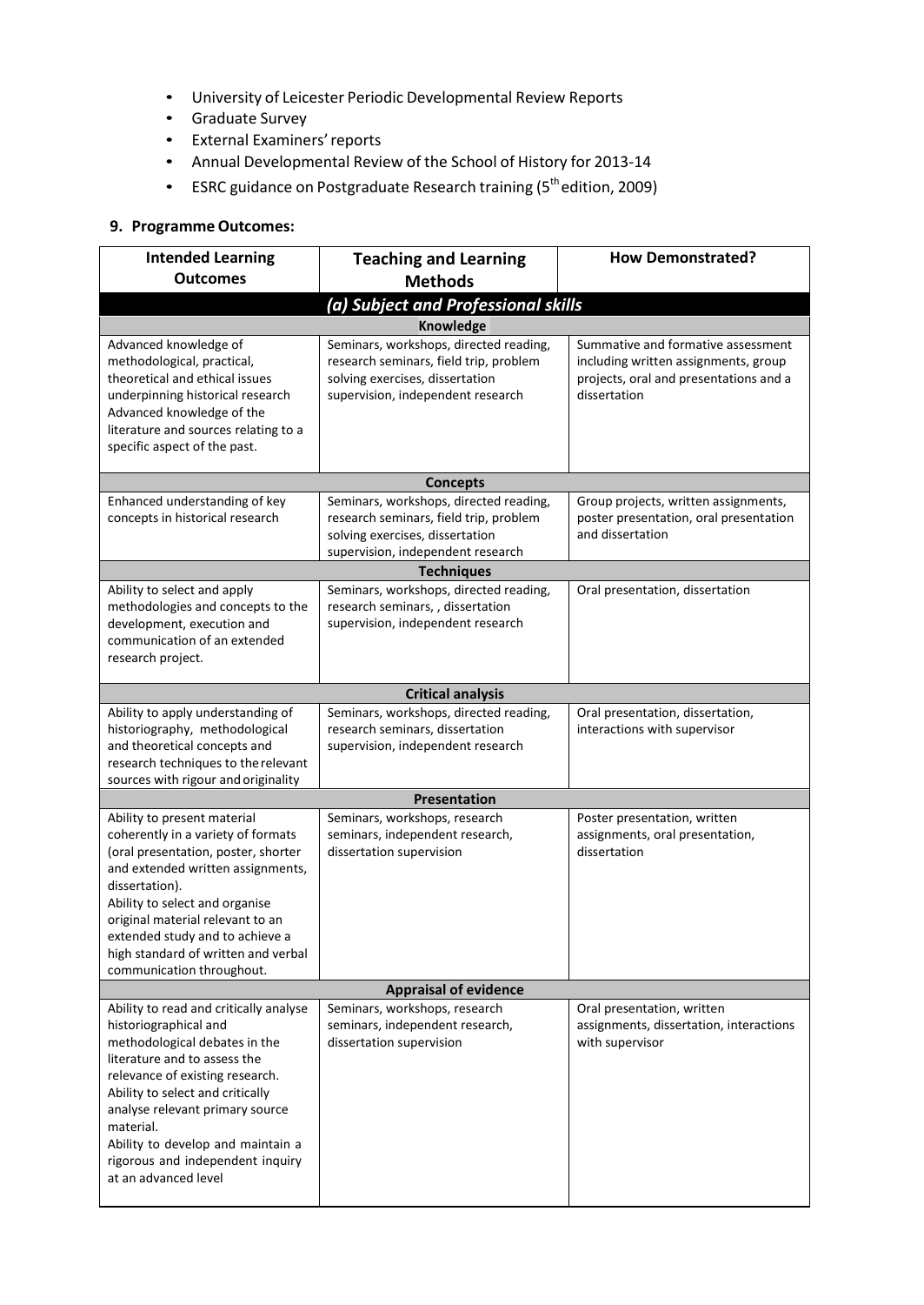- University of Leicester Periodic Developmental Review Reports
- Graduate Survey
- External Examiners' reports
- Annual Developmental Review of the School of History for 2013-14
- ESRC guidance on Postgraduate Research training (5th edition, 2009)

## 9. Programme Outcomes:

| Intended Learning Outcomes | Teaching and Learning Methods | How Demonstrated? |
|---|---|---|
| ***(a) Subject and Professional skills*** | | |
| **Knowledge** | | |
| Advanced knowledge of methodological, practical, theoretical and ethical issues underpinning historical research<br>Advanced knowledge of the literature and sources relating to a specific aspect of the past. | Seminars, workshops, directed reading, research seminars, field trip, problem solving exercises, dissertation supervision, independent research | Summative and formative assessment including written assignments, group projects, oral and presentations and a dissertation |
| **Concepts** | | |
| Enhanced understanding of key concepts in historical research | Seminars, workshops, directed reading, research seminars, field trip, problem solving exercises, dissertation supervision, independent research | Group projects, written assignments, poster presentation, oral presentation and dissertation |
| **Techniques** | | |
| Ability to select and apply methodologies and concepts to the development, execution and communication of an extended research project. | Seminars, workshops, directed reading, research seminars, , dissertation supervision, independent research | Oral presentation, dissertation |
| **Critical analysis** | | |
| Ability to apply understanding of historiography, methodological and theoretical concepts and research techniques to the relevant sources with rigour and originality | Seminars, workshops, directed reading, research seminars, dissertation supervision, independent research | Oral presentation, dissertation, interactions with supervisor |
| **Presentation** | | |
| Ability to present material coherently in a variety of formats (oral presentation, poster, shorter and extended written assignments, dissertation).<br>Ability to select and organise original material relevant to an extended study and to achieve a high standard of written and verbal communication throughout. | Seminars, workshops, research seminars, independent research, dissertation supervision | Poster presentation, written assignments, oral presentation, dissertation |
| **Appraisal of evidence** | | |
| Ability to read and critically analyse historiographical and methodological debates in the literature and to assess the relevance of existing research.<br>Ability to select and critically analyse relevant primary source material.<br>Ability to develop and maintain a rigorous and independent inquiry at an advanced level | Seminars, workshops, research seminars, independent research, dissertation supervision | Oral presentation, written assignments, dissertation, interactions with supervisor |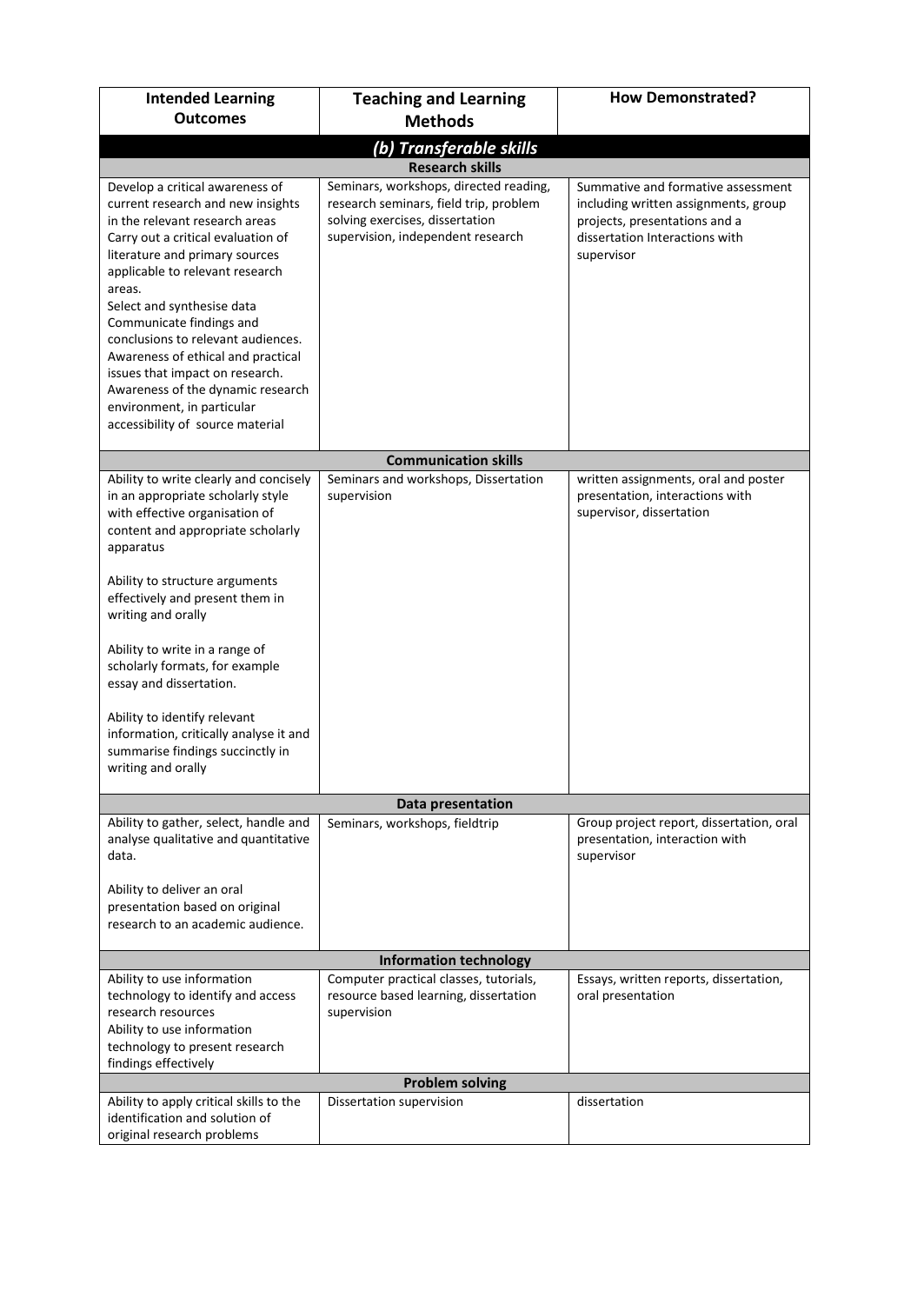| Intended Learning Outcomes | Teaching and Learning Methods | How Demonstrated? |
|---|---|---|
| ***(b) Transferable skills*** | | |
| **Research skills** | | |
| Develop a critical awareness of current research and new insights in the relevant research areas<br>Carry out a critical evaluation of literature and primary sources applicable to relevant research areas.<br>Select and synthesise data<br>Communicate findings and conclusions to relevant audiences.<br>Awareness of ethical and practical issues that impact on research.<br>Awareness of the dynamic research environment, in particular accessibility of source material | Seminars, workshops, directed reading, research seminars, field trip, problem solving exercises, dissertation supervision, independent research | Summative and formative assessment including written assignments, group projects, presentations and a dissertation Interactions with supervisor |
| **Communication skills** | | |
| Ability to write clearly and concisely in an appropriate scholarly style with effective organisation of content and appropriate scholarly apparatus<br><br>Ability to structure arguments effectively and present them in writing and orally<br><br>Ability to write in a range of scholarly formats, for example essay and dissertation.<br><br>Ability to identify relevant information, critically analyse it and summarise findings succinctly in writing and orally | Seminars and workshops, Dissertation supervision | written assignments, oral and poster presentation, interactions with supervisor, dissertation |
| **Data presentation** | | |
| Ability to gather, select, handle and analyse qualitative and quantitative data.<br><br>Ability to deliver an oral presentation based on original research to an academic audience. | Seminars, workshops, fieldtrip | Group project report, dissertation, oral presentation, interaction with supervisor |
| **Information technology** | | |
| Ability to use information technology to identify and access research resources<br>Ability to use information technology to present research findings effectively | Computer practical classes, tutorials, resource based learning, dissertation supervision | Essays, written reports, dissertation, oral presentation |
| **Problem solving** | | |
| Ability to apply critical skills to the identification and solution of original research problems | Dissertation supervision | dissertation |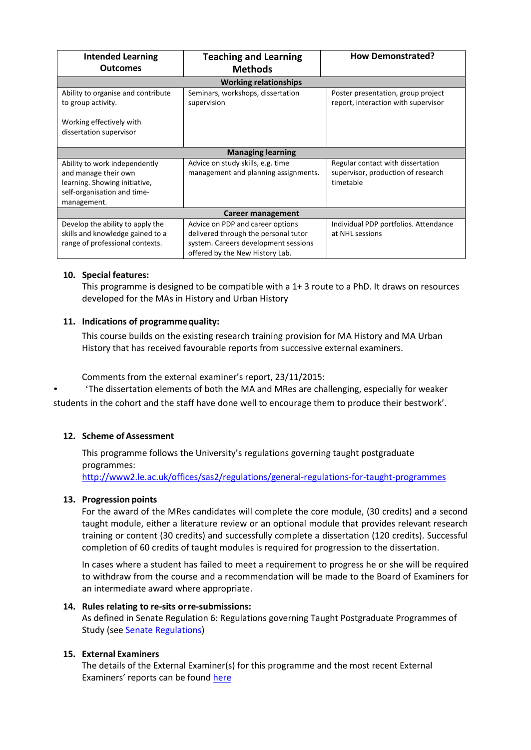| Intended Learning Outcomes | Teaching and Learning Methods | How Demonstrated? |
|---|---|---|
| **Working relationships** | | |
| Ability to organise and contribute to group activity.<br><br>Working effectively with dissertation supervisor | Seminars, workshops, dissertation supervision | Poster presentation, group project report, interaction with supervisor |
| **Managing learning** | | |
| Ability to work independently and manage their own learning. Showing initiative, self-organisation and time-management. | Advice on study skills, e.g. time management and planning assignments. | Regular contact with dissertation supervisor, production of research timetable |
| **Career management** | | |
| Develop the ability to apply the skills and knowledge gained to a range of professional contexts. | Advice on PDP and career options delivered through the personal tutor system. Careers development sessions offered by the New History Lab. | Individual PDP portfolios. Attendance at NHL sessions |

**10. Special features:**

This programme is designed to be compatible with a 1+ 3 route to a PhD. It draws on resources developed for the MAs in History and Urban History

**11. Indications of programme quality:**

This course builds on the existing research training provision for MA History and MA Urban History that has received favourable reports from successive external examiners.

Comments from the external examiner's report, 23/11/2015:

- 'The dissertation elements of both the MA and MRes are challenging, especially for weaker students in the cohort and the staff have done well to encourage them to produce their best work'.

**12. Scheme of Assessment**

This programme follows the University's regulations governing taught postgraduate programmes: http://www2.le.ac.uk/offices/sas2/regulations/general-regulations-for-taught-programmes

**13. Progression points**

For the award of the MRes candidates will complete the core module, (30 credits) and a second taught module, either a literature review or an optional module that provides relevant research training or content (30 credits) and successfully complete a dissertation (120 credits). Successful completion of 60 credits of taught modules is required for progression to the dissertation.

In cases where a student has failed to meet a requirement to progress he or she will be required to withdraw from the course and a recommendation will be made to the Board of Examiners for an intermediate award where appropriate.

**14. Rules relating to re-sits or re-submissions:**

As defined in Senate Regulation 6: Regulations governing Taught Postgraduate Programmes of Study (see Senate Regulations)

**15. External Examiners**

The details of the External Examiner(s) for this programme and the most recent External Examiners' reports can be found here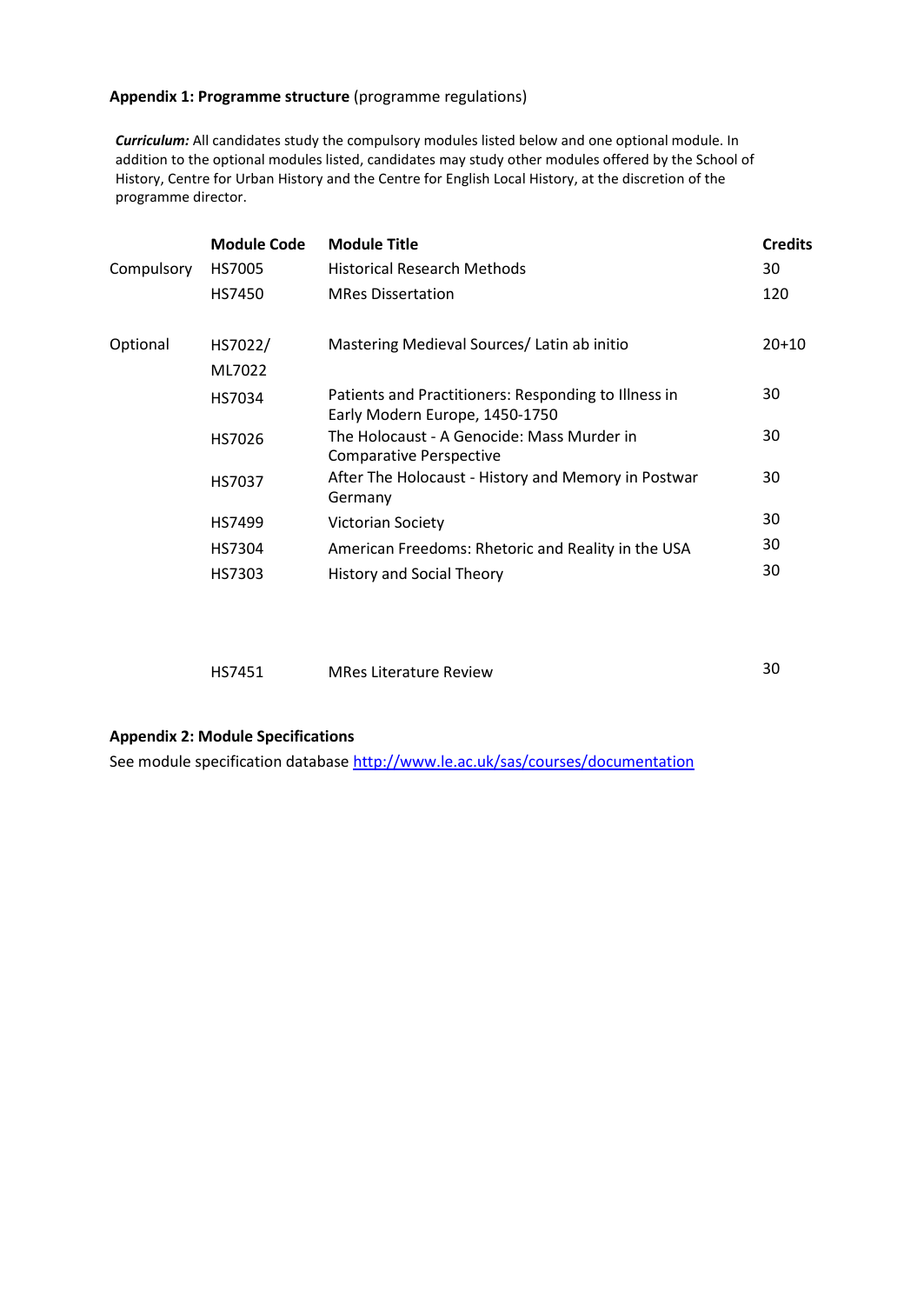**Appendix 1: Programme structure** (programme regulations)

***Curriculum:*** All candidates study the compulsory modules listed below and one optional module. In addition to the optional modules listed, candidates may study other modules offered by the School of History, Centre for Urban History and the Centre for English Local History, at the discretion of the programme director.

| | Module Code | Module Title | Credits |
|---|---|---|---|
| Compulsory | HS7005 | Historical Research Methods | 30 |
| | HS7450 | MRes Dissertation | 120 |
| Optional | HS7022/ ML7022 | Mastering Medieval Sources/ Latin ab initio | 20+10 |
| | HS7034 | Patients and Practitioners: Responding to Illness in Early Modern Europe, 1450-1750 | 30 |
| | HS7026 | The Holocaust - A Genocide: Mass Murder in Comparative Perspective | 30 |
| | HS7037 | After The Holocaust - History and Memory in Postwar Germany | 30 |
| | HS7499 | Victorian Society | 30 |
| | HS7304 | American Freedoms: Rhetoric and Reality in the USA | 30 |
| | HS7303 | History and Social Theory | 30 |
| | HS7451 | MRes Literature Review | 30 |

**Appendix 2: Module Specifications**

See module specification database http://www.le.ac.uk/sas/courses/documentation